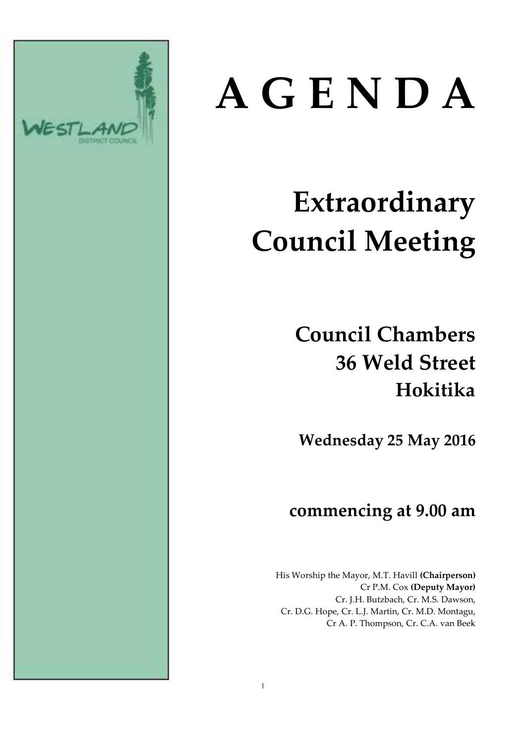# A G E N D A

## Extraordinary Council Meeting

### Council Chambers
### 36 Weld Street
### Hokitika

**Wednesday 25 May 2016**

### commencing at 9.00 am

His Worship the Mayor, M.T. Havill **(Chairperson)**
Cr P.M. Cox **(Deputy Mayor)**
Cr. J.H. Butzbach, Cr. M.S. Dawson,
Cr. D.G. Hope, Cr. L.J. Martin, Cr. M.D. Montagu,
Cr A. P. Thompson, Cr. C.A. van Beek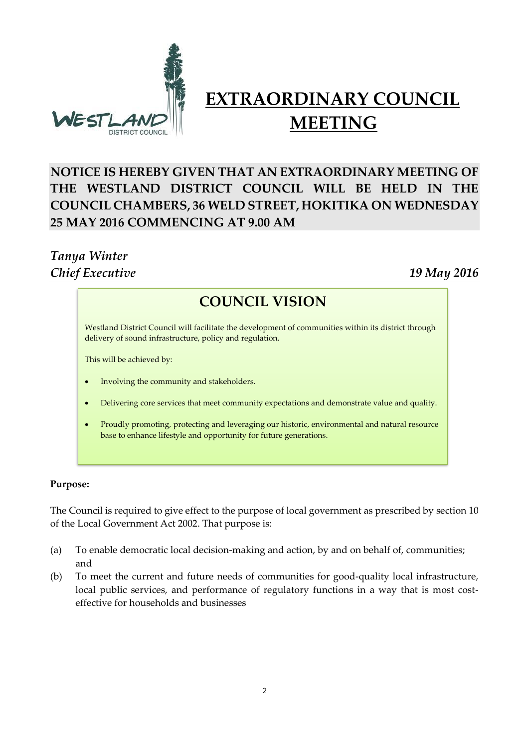# EXTRAORDINARY COUNCIL MEETING

**NOTICE IS HEREBY GIVEN THAT AN EXTRAORDINARY MEETING OF THE WESTLAND DISTRICT COUNCIL WILL BE HELD IN THE COUNCIL CHAMBERS, 36 WELD STREET, HOKITIKA ON WEDNESDAY 25 MAY 2016 COMMENCING AT 9.00 AM**

***Tanya Winter***
***Chief Executive*** ***19 May 2016***

## COUNCIL VISION

Westland District Council will facilitate the development of communities within its district through delivery of sound infrastructure, policy and regulation.

This will be achieved by:

- Involving the community and stakeholders.
- Delivering core services that meet community expectations and demonstrate value and quality.
- Proudly promoting, protecting and leveraging our historic, environmental and natural resource base to enhance lifestyle and opportunity for future generations.

**Purpose:**

The Council is required to give effect to the purpose of local government as prescribed by section 10 of the Local Government Act 2002. That purpose is:

(a) To enable democratic local decision-making and action, by and on behalf of, communities; and

(b) To meet the current and future needs of communities for good-quality local infrastructure, local public services, and performance of regulatory functions in a way that is most cost-effective for households and businesses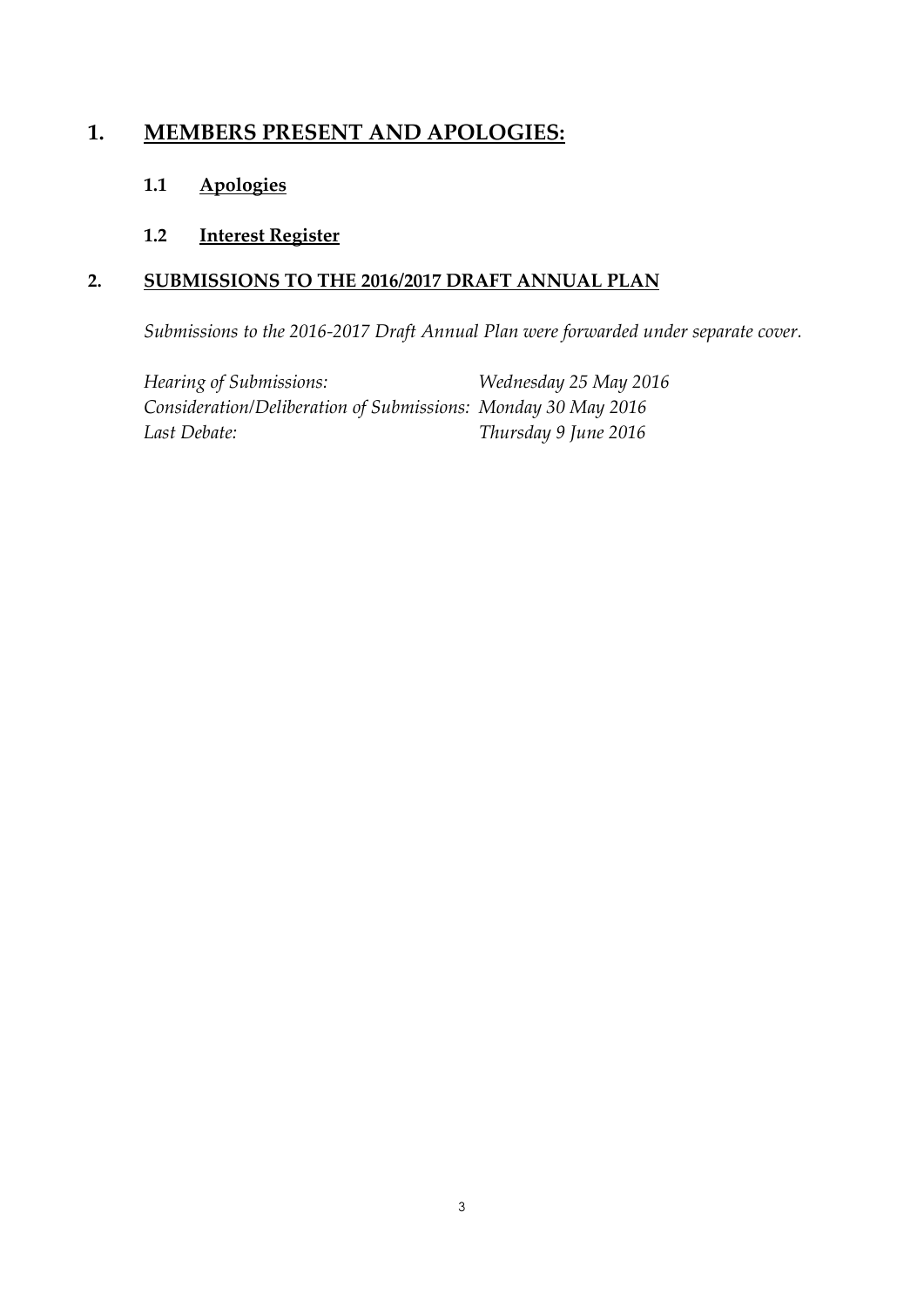# 1. MEMBERS PRESENT AND APOLOGIES:

## 1.1 Apologies

## 1.2 Interest Register

# 2. SUBMISSIONS TO THE 2016/2017 DRAFT ANNUAL PLAN

*Submissions to the 2016-2017 Draft Annual Plan were forwarded under separate cover.*

| | |
|---|---|
| *Hearing of Submissions:* | *Wednesday 25 May 2016* |
| *Consideration/Deliberation of Submissions:* | *Monday 30 May 2016* |
| *Last Debate:* | *Thursday 9 June 2016* |